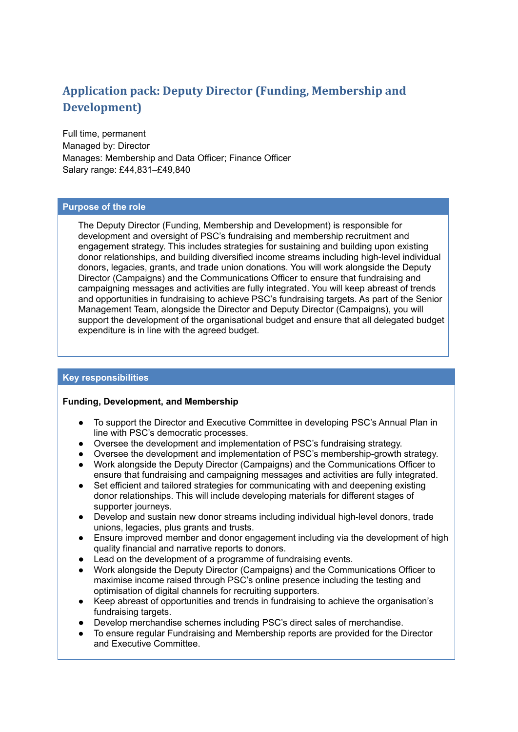# Application pack: Deputy Director (Funding, Membership and Development)

Full time, permanent
Managed by: Director
Manages: Membership and Data Officer; Finance Officer
Salary range: £44,831–£49,840

## Purpose of the role

The Deputy Director (Funding, Membership and Development) is responsible for development and oversight of PSC's fundraising and membership recruitment and engagement strategy. This includes strategies for sustaining and building upon existing donor relationships, and building diversified income streams including high-level individual donors, legacies, grants, and trade union donations. You will work alongside the Deputy Director (Campaigns) and the Communications Officer to ensure that fundraising and campaigning messages and activities are fully integrated. You will keep abreast of trends and opportunities in fundraising to achieve PSC's fundraising targets. As part of the Senior Management Team, alongside the Director and Deputy Director (Campaigns), you will support the development of the organisational budget and ensure that all delegated budget expenditure is in line with the agreed budget.

## Key responsibilities

**Funding, Development, and Membership**

- To support the Director and Executive Committee in developing PSC's Annual Plan in line with PSC's democratic processes.
- Oversee the development and implementation of PSC's fundraising strategy.
- Oversee the development and implementation of PSC's membership-growth strategy.
- Work alongside the Deputy Director (Campaigns) and the Communications Officer to ensure that fundraising and campaigning messages and activities are fully integrated.
- Set efficient and tailored strategies for communicating with and deepening existing donor relationships. This will include developing materials for different stages of supporter journeys.
- Develop and sustain new donor streams including individual high-level donors, trade unions, legacies, plus grants and trusts.
- Ensure improved member and donor engagement including via the development of high quality financial and narrative reports to donors.
- Lead on the development of a programme of fundraising events.
- Work alongside the Deputy Director (Campaigns) and the Communications Officer to maximise income raised through PSC's online presence including the testing and optimisation of digital channels for recruiting supporters.
- Keep abreast of opportunities and trends in fundraising to achieve the organisation's fundraising targets.
- Develop merchandise schemes including PSC's direct sales of merchandise.
- To ensure regular Fundraising and Membership reports are provided for the Director and Executive Committee.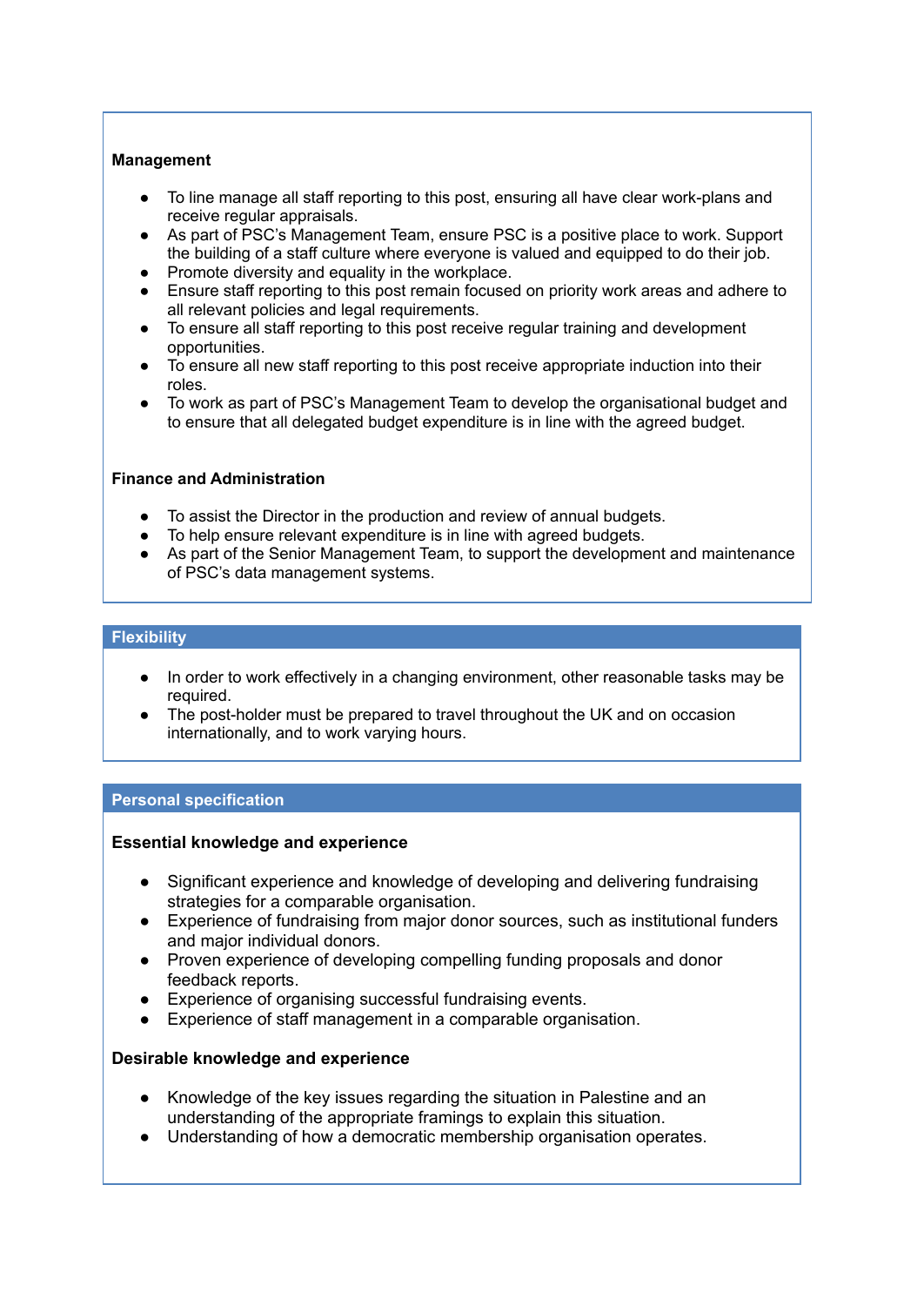**Management**

- To line manage all staff reporting to this post, ensuring all have clear work-plans and receive regular appraisals.
- As part of PSC's Management Team, ensure PSC is a positive place to work. Support the building of a staff culture where everyone is valued and equipped to do their job.
- Promote diversity and equality in the workplace.
- Ensure staff reporting to this post remain focused on priority work areas and adhere to all relevant policies and legal requirements.
- To ensure all staff reporting to this post receive regular training and development opportunities.
- To ensure all new staff reporting to this post receive appropriate induction into their roles.
- To work as part of PSC's Management Team to develop the organisational budget and to ensure that all delegated budget expenditure is in line with the agreed budget.

**Finance and Administration**

- To assist the Director in the production and review of annual budgets.
- To help ensure relevant expenditure is in line with agreed budgets.
- As part of the Senior Management Team, to support the development and maintenance of PSC's data management systems.

## Flexibility

- In order to work effectively in a changing environment, other reasonable tasks may be required.
- The post-holder must be prepared to travel throughout the UK and on occasion internationally, and to work varying hours.

## Personal specification

**Essential knowledge and experience**

- Significant experience and knowledge of developing and delivering fundraising strategies for a comparable organisation.
- Experience of fundraising from major donor sources, such as institutional funders and major individual donors.
- Proven experience of developing compelling funding proposals and donor feedback reports.
- Experience of organising successful fundraising events.
- Experience of staff management in a comparable organisation.

**Desirable knowledge and experience**

- Knowledge of the key issues regarding the situation in Palestine and an understanding of the appropriate framings to explain this situation.
- Understanding of how a democratic membership organisation operates.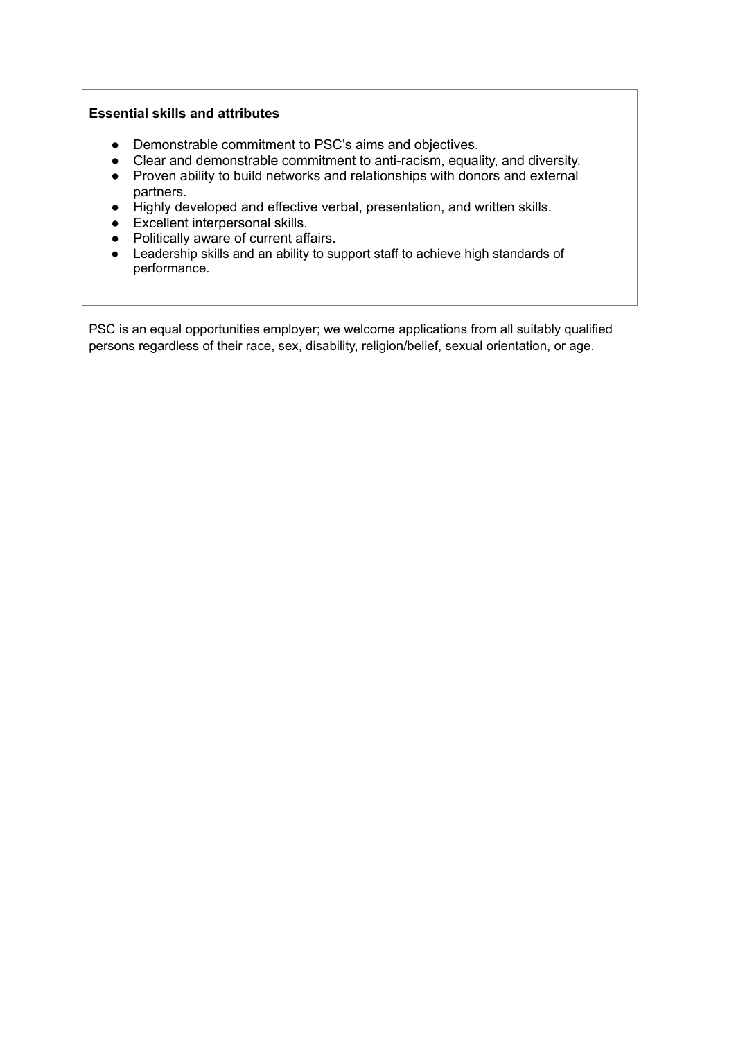**Essential skills and attributes**

- Demonstrable commitment to PSC's aims and objectives.
- Clear and demonstrable commitment to anti-racism, equality, and diversity.
- Proven ability to build networks and relationships with donors and external partners.
- Highly developed and effective verbal, presentation, and written skills.
- Excellent interpersonal skills.
- Politically aware of current affairs.
- Leadership skills and an ability to support staff to achieve high standards of performance.

PSC is an equal opportunities employer; we welcome applications from all suitably qualified persons regardless of their race, sex, disability, religion/belief, sexual orientation, or age.